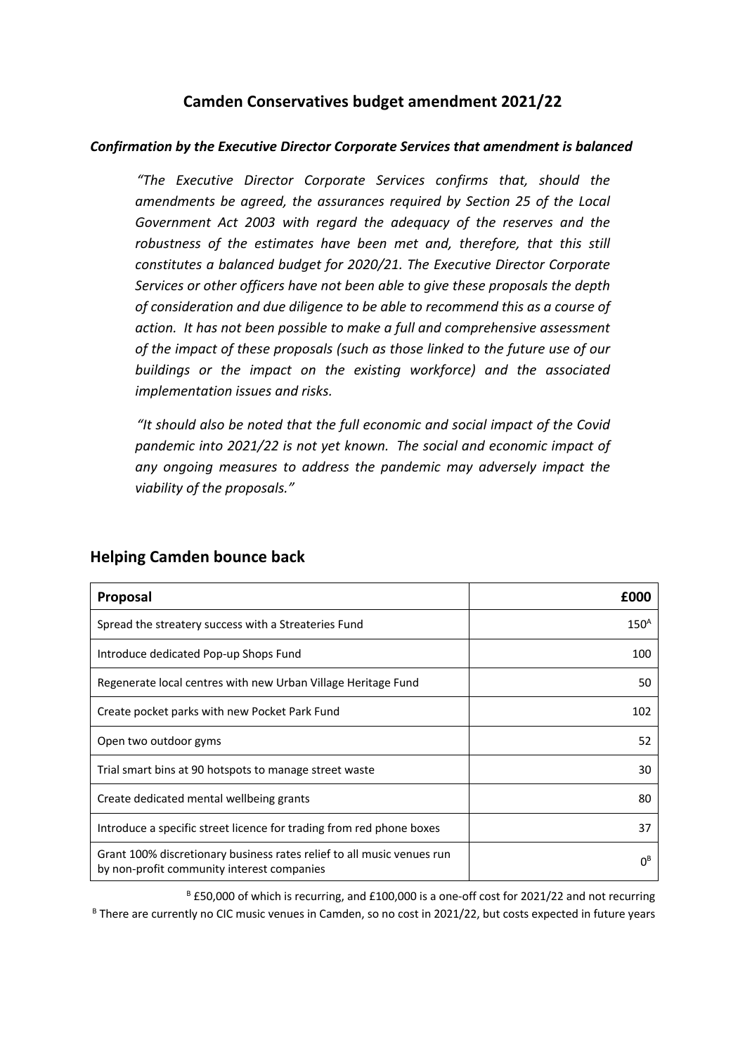## Camden Conservatives budget amendment 2021/22

***Confirmation by the Executive Director Corporate Services that amendment is balanced***

*"The Executive Director Corporate Services confirms that, should the amendments be agreed, the assurances required by Section 25 of the Local Government Act 2003 with regard the adequacy of the reserves and the robustness of the estimates have been met and, therefore, that this still constitutes a balanced budget for 2020/21. The Executive Director Corporate Services or other officers have not been able to give these proposals the depth of consideration and due diligence to be able to recommend this as a course of action. It has not been possible to make a full and comprehensive assessment of the impact of these proposals (such as those linked to the future use of our buildings or the impact on the existing workforce) and the associated implementation issues and risks.*

*"It should also be noted that the full economic and social impact of the Covid pandemic into 2021/22 is not yet known. The social and economic impact of any ongoing measures to address the pandemic may adversely impact the viability of the proposals."*

## Helping Camden bounce back

| Proposal | £000 |
|---|---|
| Spread the streatery success with a Streateries Fund | 150[A] |
| Introduce dedicated Pop-up Shops Fund | 100 |
| Regenerate local centres with new Urban Village Heritage Fund | 50 |
| Create pocket parks with new Pocket Park Fund | 102 |
| Open two outdoor gyms | 52 |
| Trial smart bins at 90 hotspots to manage street waste | 30 |
| Create dedicated mental wellbeing grants | 80 |
| Introduce a specific street licence for trading from red phone boxes | 37 |
| Grant 100% discretionary business rates relief to all music venues run by non-profit community interest companies | 0[B] |

[B] £50,000 of which is recurring, and £100,000 is a one-off cost for 2021/22 and not recurring

[B] There are currently no CIC music venues in Camden, so no cost in 2021/22, but costs expected in future years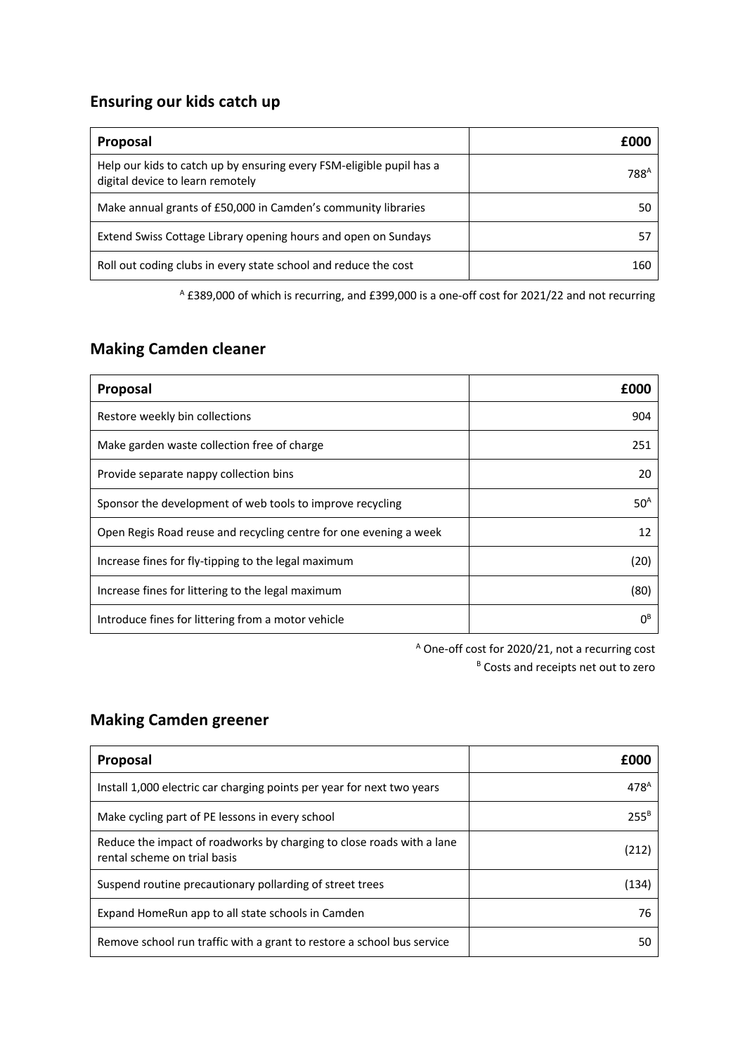## Ensuring our kids catch up

| Proposal | £000 |
| --- | --- |
| Help our kids to catch up by ensuring every FSM-eligible pupil has a digital device to learn remotely | 788[A] |
| Make annual grants of £50,000 in Camden's community libraries | 50 |
| Extend Swiss Cottage Library opening hours and open on Sundays | 57 |
| Roll out coding clubs in every state school and reduce the cost | 160 |

[A] £389,000 of which is recurring, and £399,000 is a one-off cost for 2021/22 and not recurring

## Making Camden cleaner

| Proposal | £000 |
| --- | --- |
| Restore weekly bin collections | 904 |
| Make garden waste collection free of charge | 251 |
| Provide separate nappy collection bins | 20 |
| Sponsor the development of web tools to improve recycling | 50[A] |
| Open Regis Road reuse and recycling centre for one evening a week | 12 |
| Increase fines for fly-tipping to the legal maximum | (20) |
| Increase fines for littering to the legal maximum | (80) |
| Introduce fines for littering from a motor vehicle | 0[B] |

[A] One-off cost for 2020/21, not a recurring cost

[B] Costs and receipts net out to zero

## Making Camden greener

| Proposal | £000 |
| --- | --- |
| Install 1,000 electric car charging points per year for next two years | 478[A] |
| Make cycling part of PE lessons in every school | 255[B] |
| Reduce the impact of roadworks by charging to close roads with a lane rental scheme on trial basis | (212) |
| Suspend routine precautionary pollarding of street trees | (134) |
| Expand HomeRun app to all state schools in Camden | 76 |
| Remove school run traffic with a grant to restore a school bus service | 50 |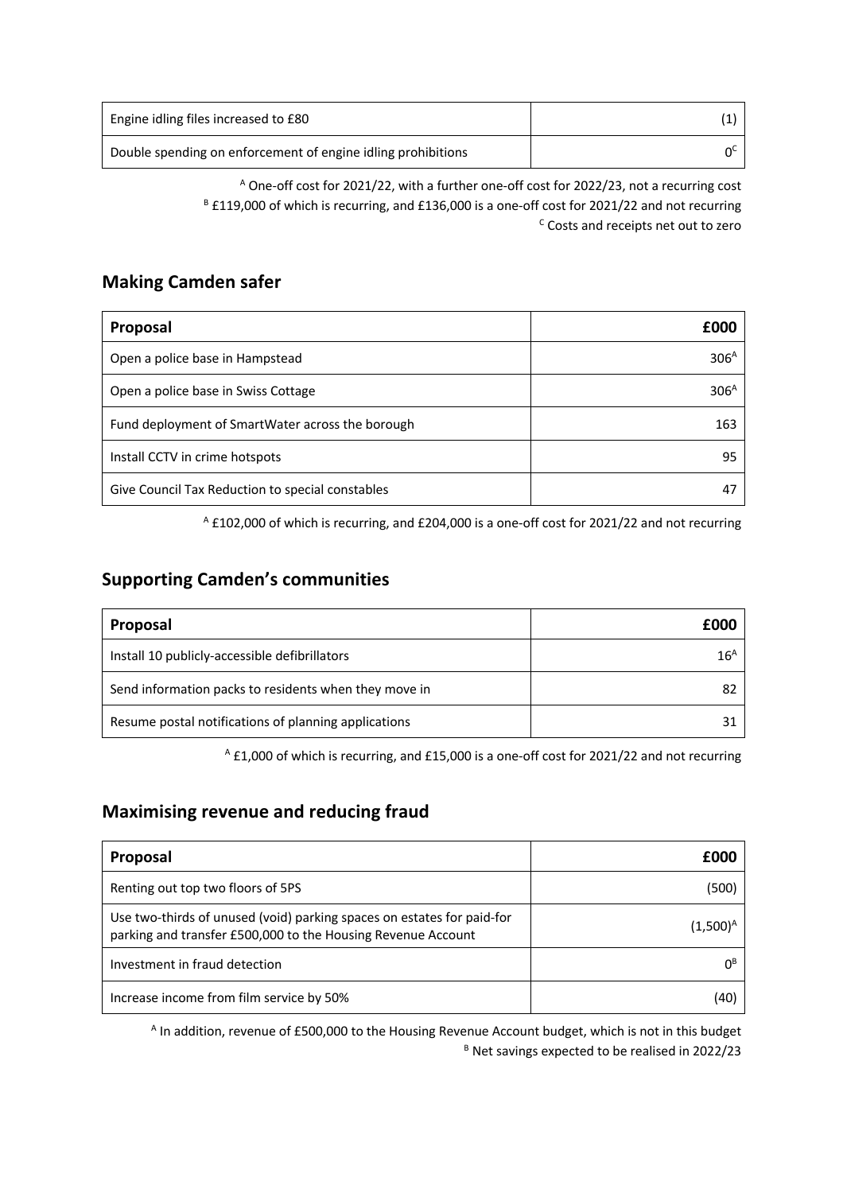| Engine idling files increased to £80 | (1) |
|---|---|
| Double spending on enforcement of engine idling prohibitions | 0[C] |

[A] One-off cost for 2021/22, with a further one-off cost for 2022/23, not a recurring cost
[B] £119,000 of which is recurring, and £136,000 is a one-off cost for 2021/22 and not recurring
[C] Costs and receipts net out to zero

## Making Camden safer

| Proposal | £000 |
|---|---|
| Open a police base in Hampstead | 306[A] |
| Open a police base in Swiss Cottage | 306[A] |
| Fund deployment of SmartWater across the borough | 163 |
| Install CCTV in crime hotspots | 95 |
| Give Council Tax Reduction to special constables | 47 |

[A] £102,000 of which is recurring, and £204,000 is a one-off cost for 2021/22 and not recurring

## Supporting Camden's communities

| Proposal | £000 |
|---|---|
| Install 10 publicly-accessible defibrillators | 16[A] |
| Send information packs to residents when they move in | 82 |
| Resume postal notifications of planning applications | 31 |

[A] £1,000 of which is recurring, and £15,000 is a one-off cost for 2021/22 and not recurring

## Maximising revenue and reducing fraud

| Proposal | £000 |
|---|---|
| Renting out top two floors of 5PS | (500) |
| Use two-thirds of unused (void) parking spaces on estates for paid-for parking and transfer £500,000 to the Housing Revenue Account | (1,500)[A] |
| Investment in fraud detection | 0[B] |
| Increase income from film service by 50% | (40) |

[A] In addition, revenue of £500,000 to the Housing Revenue Account budget, which is not in this budget
[B] Net savings expected to be realised in 2022/23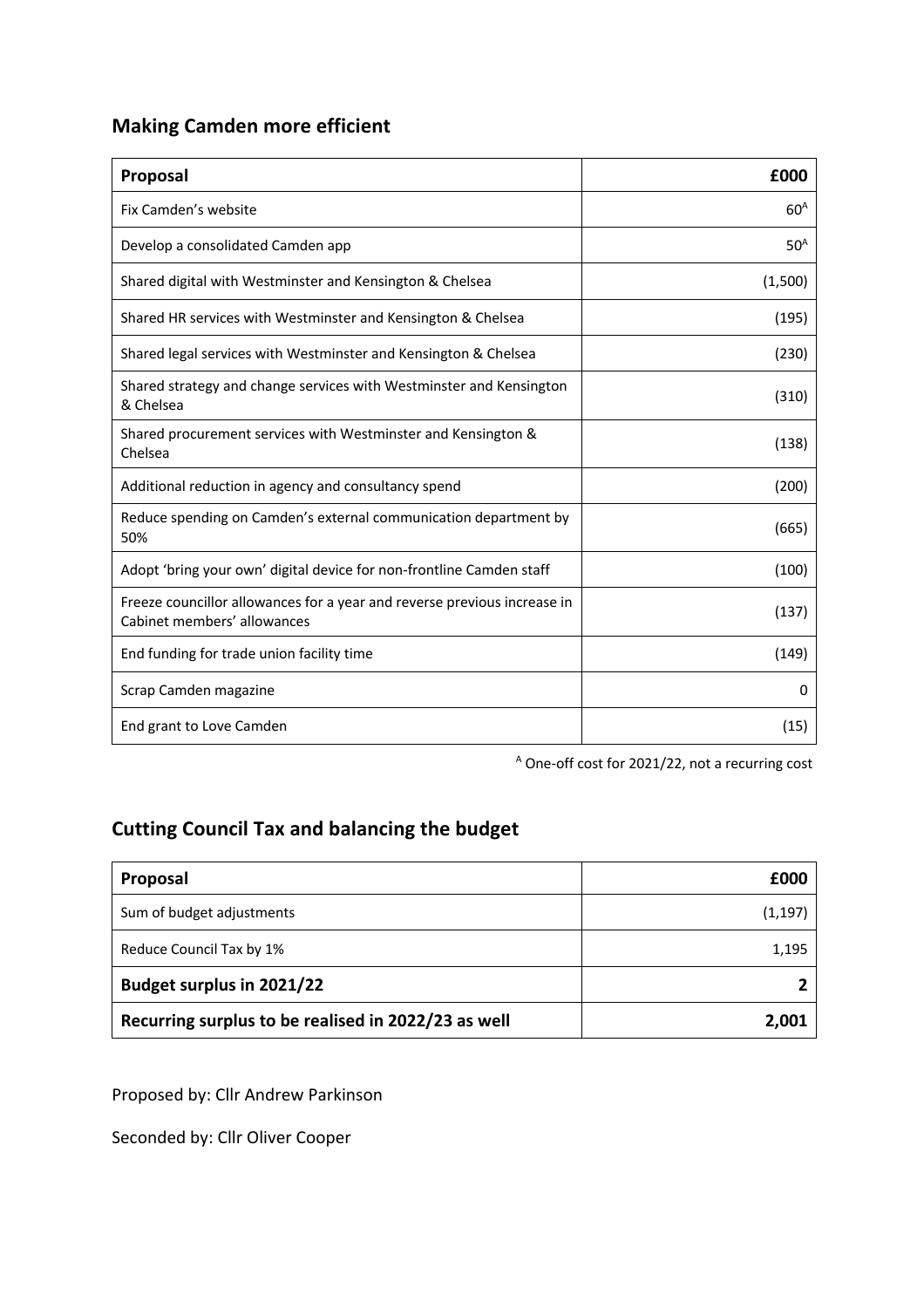## Making Camden more efficient

| Proposal | £000 |
| --- | ---: |
| Fix Camden's website | 60[A] |
| Develop a consolidated Camden app | 50[A] |
| Shared digital with Westminster and Kensington & Chelsea | (1,500) |
| Shared HR services with Westminster and Kensington & Chelsea | (195) |
| Shared legal services with Westminster and Kensington & Chelsea | (230) |
| Shared strategy and change services with Westminster and Kensington & Chelsea | (310) |
| Shared procurement services with Westminster and Kensington & Chelsea | (138) |
| Additional reduction in agency and consultancy spend | (200) |
| Reduce spending on Camden's external communication department by 50% | (665) |
| Adopt 'bring your own' digital device for non-frontline Camden staff | (100) |
| Freeze councillor allowances for a year and reverse previous increase in Cabinet members' allowances | (137) |
| End funding for trade union facility time | (149) |
| Scrap Camden magazine | 0 |
| End grant to Love Camden | (15) |

[A] One-off cost for 2021/22, not a recurring cost

## Cutting Council Tax and balancing the budget

| Proposal | £000 |
| --- | ---: |
| Sum of budget adjustments | (1,197) |
| Reduce Council Tax by 1% | 1,195 |
| **Budget surplus in 2021/22** | **2** |
| **Recurring surplus to be realised in 2022/23 as well** | **2,001** |

Proposed by: Cllr Andrew Parkinson

Seconded by: Cllr Oliver Cooper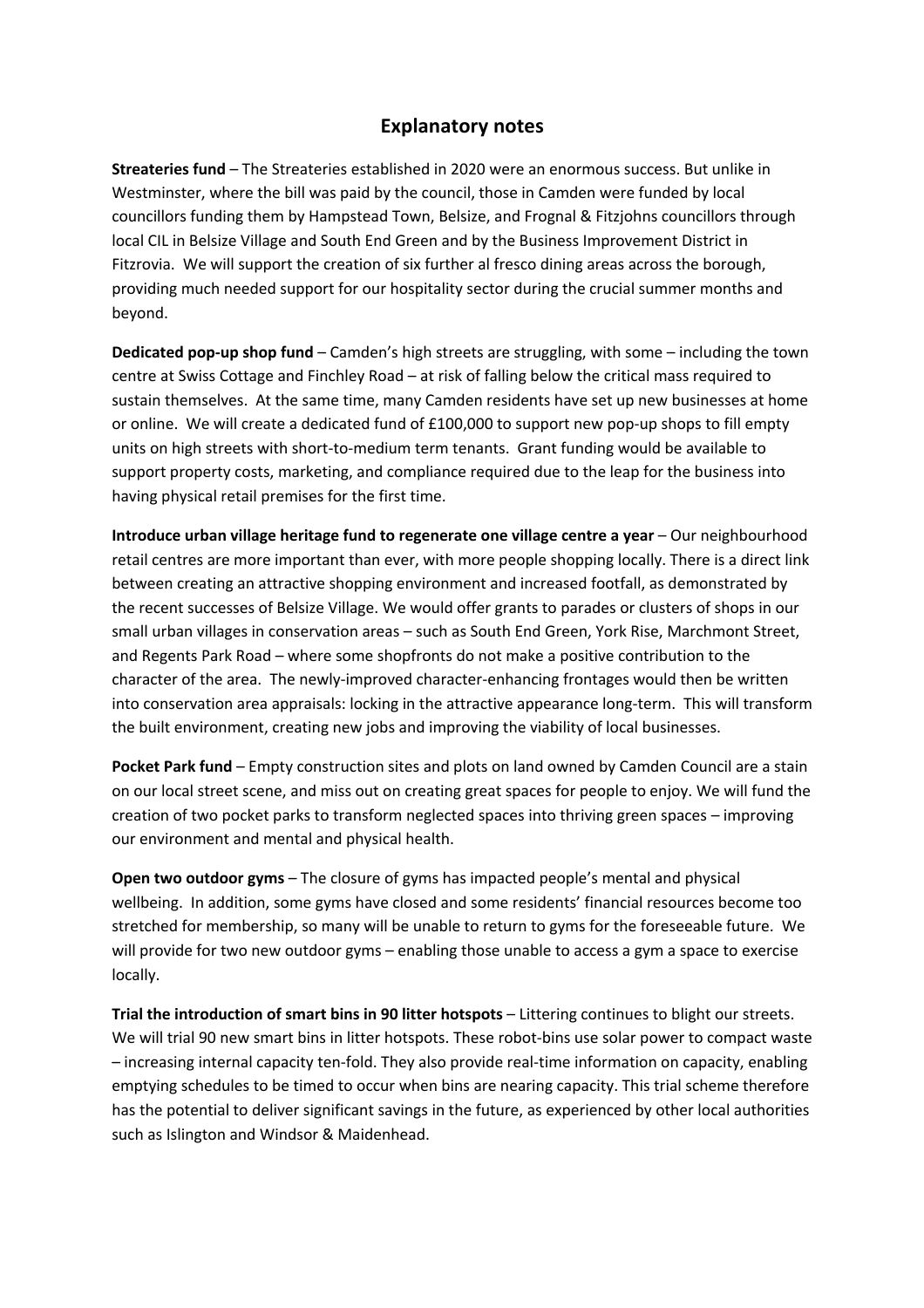## Explanatory notes

**Streateries fund** – The Streateries established in 2020 were an enormous success. But unlike in Westminster, where the bill was paid by the council, those in Camden were funded by local councillors funding them by Hampstead Town, Belsize, and Frognal & Fitzjohns councillors through local CIL in Belsize Village and South End Green and by the Business Improvement District in Fitzrovia. We will support the creation of six further al fresco dining areas across the borough, providing much needed support for our hospitality sector during the crucial summer months and beyond.

**Dedicated pop-up shop fund** – Camden's high streets are struggling, with some – including the town centre at Swiss Cottage and Finchley Road – at risk of falling below the critical mass required to sustain themselves. At the same time, many Camden residents have set up new businesses at home or online. We will create a dedicated fund of £100,000 to support new pop-up shops to fill empty units on high streets with short-to-medium term tenants. Grant funding would be available to support property costs, marketing, and compliance required due to the leap for the business into having physical retail premises for the first time.

**Introduce urban village heritage fund to regenerate one village centre a year** – Our neighbourhood retail centres are more important than ever, with more people shopping locally. There is a direct link between creating an attractive shopping environment and increased footfall, as demonstrated by the recent successes of Belsize Village. We would offer grants to parades or clusters of shops in our small urban villages in conservation areas – such as South End Green, York Rise, Marchmont Street, and Regents Park Road – where some shopfronts do not make a positive contribution to the character of the area. The newly-improved character-enhancing frontages would then be written into conservation area appraisals: locking in the attractive appearance long-term. This will transform the built environment, creating new jobs and improving the viability of local businesses.

**Pocket Park fund** – Empty construction sites and plots on land owned by Camden Council are a stain on our local street scene, and miss out on creating great spaces for people to enjoy. We will fund the creation of two pocket parks to transform neglected spaces into thriving green spaces – improving our environment and mental and physical health.

**Open two outdoor gyms** – The closure of gyms has impacted people's mental and physical wellbeing. In addition, some gyms have closed and some residents' financial resources become too stretched for membership, so many will be unable to return to gyms for the foreseeable future. We will provide for two new outdoor gyms – enabling those unable to access a gym a space to exercise locally.

**Trial the introduction of smart bins in 90 litter hotspots** – Littering continues to blight our streets. We will trial 90 new smart bins in litter hotspots. These robot-bins use solar power to compact waste – increasing internal capacity ten-fold. They also provide real-time information on capacity, enabling emptying schedules to be timed to occur when bins are nearing capacity. This trial scheme therefore has the potential to deliver significant savings in the future, as experienced by other local authorities such as Islington and Windsor & Maidenhead.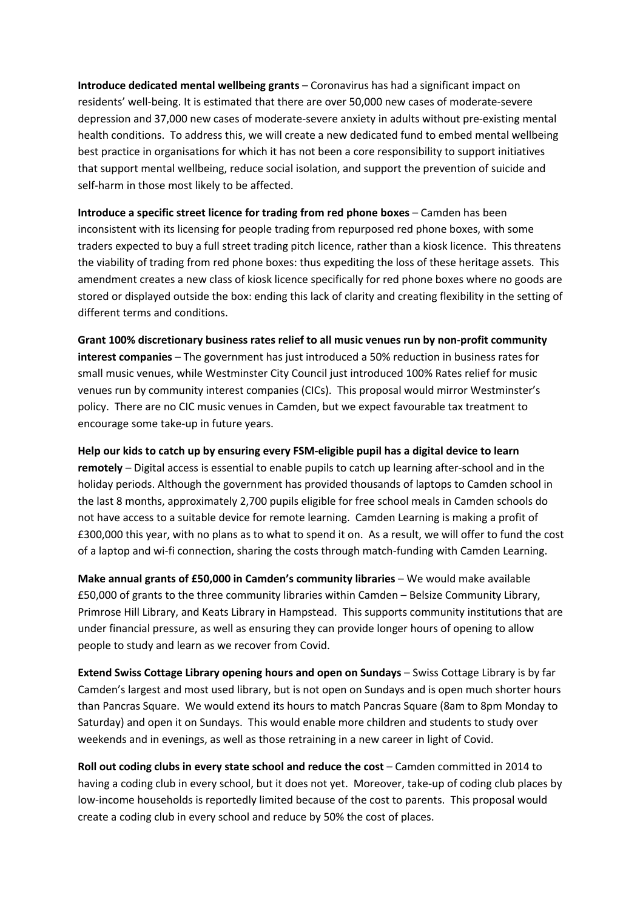**Introduce dedicated mental wellbeing grants** – Coronavirus has had a significant impact on residents' well-being. It is estimated that there are over 50,000 new cases of moderate-severe depression and 37,000 new cases of moderate-severe anxiety in adults without pre-existing mental health conditions. To address this, we will create a new dedicated fund to embed mental wellbeing best practice in organisations for which it has not been a core responsibility to support initiatives that support mental wellbeing, reduce social isolation, and support the prevention of suicide and self-harm in those most likely to be affected.

**Introduce a specific street licence for trading from red phone boxes** – Camden has been inconsistent with its licensing for people trading from repurposed red phone boxes, with some traders expected to buy a full street trading pitch licence, rather than a kiosk licence. This threatens the viability of trading from red phone boxes: thus expediting the loss of these heritage assets. This amendment creates a new class of kiosk licence specifically for red phone boxes where no goods are stored or displayed outside the box: ending this lack of clarity and creating flexibility in the setting of different terms and conditions.

**Grant 100% discretionary business rates relief to all music venues run by non-profit community interest companies** – The government has just introduced a 50% reduction in business rates for small music venues, while Westminster City Council just introduced 100% Rates relief for music venues run by community interest companies (CICs). This proposal would mirror Westminster's policy. There are no CIC music venues in Camden, but we expect favourable tax treatment to encourage some take-up in future years.

**Help our kids to catch up by ensuring every FSM-eligible pupil has a digital device to learn remotely** – Digital access is essential to enable pupils to catch up learning after-school and in the holiday periods. Although the government has provided thousands of laptops to Camden school in the last 8 months, approximately 2,700 pupils eligible for free school meals in Camden schools do not have access to a suitable device for remote learning. Camden Learning is making a profit of £300,000 this year, with no plans as to what to spend it on. As a result, we will offer to fund the cost of a laptop and wi-fi connection, sharing the costs through match-funding with Camden Learning.

**Make annual grants of £50,000 in Camden's community libraries** – We would make available £50,000 of grants to the three community libraries within Camden – Belsize Community Library, Primrose Hill Library, and Keats Library in Hampstead. This supports community institutions that are under financial pressure, as well as ensuring they can provide longer hours of opening to allow people to study and learn as we recover from Covid.

**Extend Swiss Cottage Library opening hours and open on Sundays** – Swiss Cottage Library is by far Camden's largest and most used library, but is not open on Sundays and is open much shorter hours than Pancras Square. We would extend its hours to match Pancras Square (8am to 8pm Monday to Saturday) and open it on Sundays. This would enable more children and students to study over weekends and in evenings, as well as those retraining in a new career in light of Covid.

**Roll out coding clubs in every state school and reduce the cost** – Camden committed in 2014 to having a coding club in every school, but it does not yet. Moreover, take-up of coding club places by low-income households is reportedly limited because of the cost to parents. This proposal would create a coding club in every school and reduce by 50% the cost of places.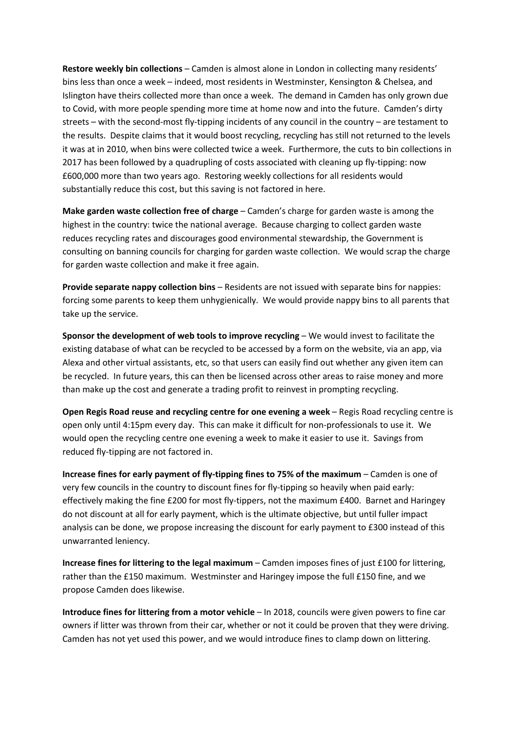**Restore weekly bin collections** – Camden is almost alone in London in collecting many residents' bins less than once a week – indeed, most residents in Westminster, Kensington & Chelsea, and Islington have theirs collected more than once a week. The demand in Camden has only grown due to Covid, with more people spending more time at home now and into the future. Camden's dirty streets – with the second-most fly-tipping incidents of any council in the country – are testament to the results. Despite claims that it would boost recycling, recycling has still not returned to the levels it was at in 2010, when bins were collected twice a week. Furthermore, the cuts to bin collections in 2017 has been followed by a quadrupling of costs associated with cleaning up fly-tipping: now £600,000 more than two years ago. Restoring weekly collections for all residents would substantially reduce this cost, but this saving is not factored in here.

**Make garden waste collection free of charge** – Camden's charge for garden waste is among the highest in the country: twice the national average. Because charging to collect garden waste reduces recycling rates and discourages good environmental stewardship, the Government is consulting on banning councils for charging for garden waste collection. We would scrap the charge for garden waste collection and make it free again.

**Provide separate nappy collection bins** – Residents are not issued with separate bins for nappies: forcing some parents to keep them unhygienically. We would provide nappy bins to all parents that take up the service.

**Sponsor the development of web tools to improve recycling** – We would invest to facilitate the existing database of what can be recycled to be accessed by a form on the website, via an app, via Alexa and other virtual assistants, etc, so that users can easily find out whether any given item can be recycled. In future years, this can then be licensed across other areas to raise money and more than make up the cost and generate a trading profit to reinvest in prompting recycling.

**Open Regis Road reuse and recycling centre for one evening a week** – Regis Road recycling centre is open only until 4:15pm every day. This can make it difficult for non-professionals to use it. We would open the recycling centre one evening a week to make it easier to use it. Savings from reduced fly-tipping are not factored in.

**Increase fines for early payment of fly-tipping fines to 75% of the maximum** – Camden is one of very few councils in the country to discount fines for fly-tipping so heavily when paid early: effectively making the fine £200 for most fly-tippers, not the maximum £400. Barnet and Haringey do not discount at all for early payment, which is the ultimate objective, but until fuller impact analysis can be done, we propose increasing the discount for early payment to £300 instead of this unwarranted leniency.

**Increase fines for littering to the legal maximum** – Camden imposes fines of just £100 for littering, rather than the £150 maximum. Westminster and Haringey impose the full £150 fine, and we propose Camden does likewise.

**Introduce fines for littering from a motor vehicle** – In 2018, councils were given powers to fine car owners if litter was thrown from their car, whether or not it could be proven that they were driving. Camden has not yet used this power, and we would introduce fines to clamp down on littering.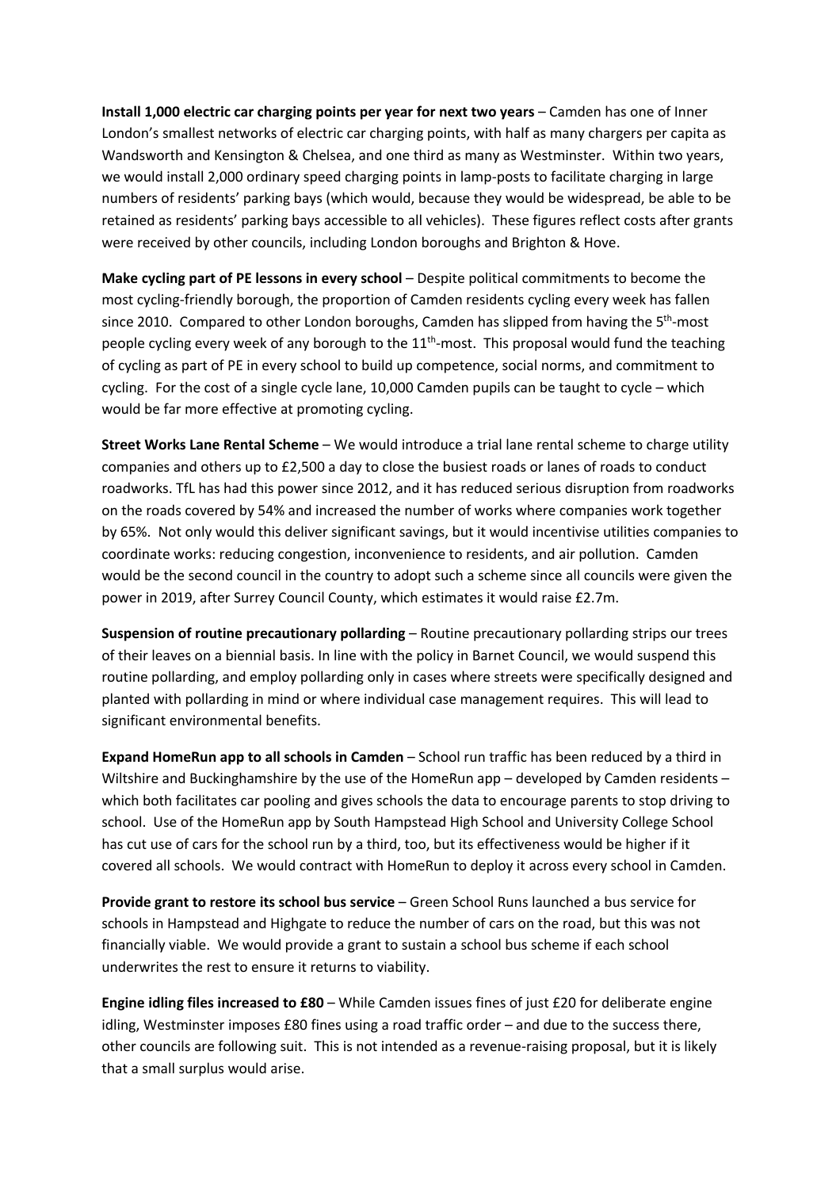**Install 1,000 electric car charging points per year for next two years** – Camden has one of Inner London's smallest networks of electric car charging points, with half as many chargers per capita as Wandsworth and Kensington & Chelsea, and one third as many as Westminster. Within two years, we would install 2,000 ordinary speed charging points in lamp-posts to facilitate charging in large numbers of residents' parking bays (which would, because they would be widespread, be able to be retained as residents' parking bays accessible to all vehicles). These figures reflect costs after grants were received by other councils, including London boroughs and Brighton & Hove.

**Make cycling part of PE lessons in every school** – Despite political commitments to become the most cycling-friendly borough, the proportion of Camden residents cycling every week has fallen since 2010. Compared to other London boroughs, Camden has slipped from having the 5th-most people cycling every week of any borough to the 11th-most. This proposal would fund the teaching of cycling as part of PE in every school to build up competence, social norms, and commitment to cycling. For the cost of a single cycle lane, 10,000 Camden pupils can be taught to cycle – which would be far more effective at promoting cycling.

**Street Works Lane Rental Scheme** – We would introduce a trial lane rental scheme to charge utility companies and others up to £2,500 a day to close the busiest roads or lanes of roads to conduct roadworks. TfL has had this power since 2012, and it has reduced serious disruption from roadworks on the roads covered by 54% and increased the number of works where companies work together by 65%. Not only would this deliver significant savings, but it would incentivise utilities companies to coordinate works: reducing congestion, inconvenience to residents, and air pollution. Camden would be the second council in the country to adopt such a scheme since all councils were given the power in 2019, after Surrey Council County, which estimates it would raise £2.7m.

**Suspension of routine precautionary pollarding** – Routine precautionary pollarding strips our trees of their leaves on a biennial basis. In line with the policy in Barnet Council, we would suspend this routine pollarding, and employ pollarding only in cases where streets were specifically designed and planted with pollarding in mind or where individual case management requires. This will lead to significant environmental benefits.

**Expand HomeRun app to all schools in Camden** – School run traffic has been reduced by a third in Wiltshire and Buckinghamshire by the use of the HomeRun app – developed by Camden residents – which both facilitates car pooling and gives schools the data to encourage parents to stop driving to school. Use of the HomeRun app by South Hampstead High School and University College School has cut use of cars for the school run by a third, too, but its effectiveness would be higher if it covered all schools. We would contract with HomeRun to deploy it across every school in Camden.

**Provide grant to restore its school bus service** – Green School Runs launched a bus service for schools in Hampstead and Highgate to reduce the number of cars on the road, but this was not financially viable. We would provide a grant to sustain a school bus scheme if each school underwrites the rest to ensure it returns to viability.

**Engine idling files increased to £80** – While Camden issues fines of just £20 for deliberate engine idling, Westminster imposes £80 fines using a road traffic order – and due to the success there, other councils are following suit. This is not intended as a revenue-raising proposal, but it is likely that a small surplus would arise.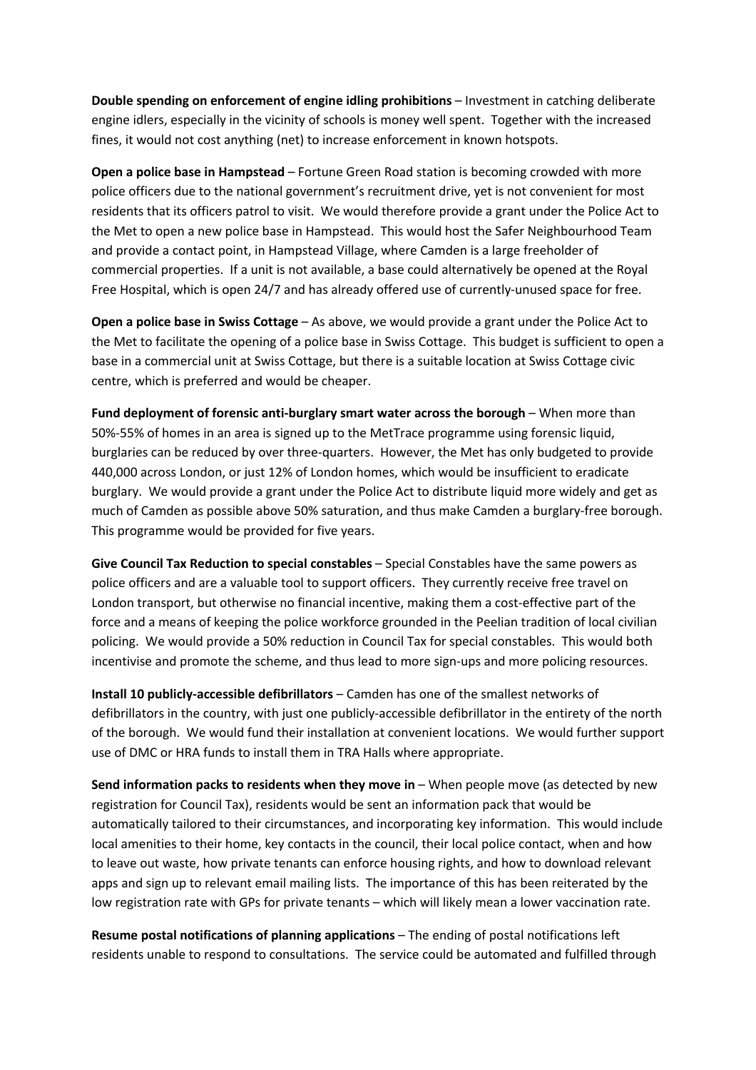**Double spending on enforcement of engine idling prohibitions** – Investment in catching deliberate engine idlers, especially in the vicinity of schools is money well spent. Together with the increased fines, it would not cost anything (net) to increase enforcement in known hotspots.

**Open a police base in Hampstead** – Fortune Green Road station is becoming crowded with more police officers due to the national government's recruitment drive, yet is not convenient for most residents that its officers patrol to visit. We would therefore provide a grant under the Police Act to the Met to open a new police base in Hampstead. This would host the Safer Neighbourhood Team and provide a contact point, in Hampstead Village, where Camden is a large freeholder of commercial properties. If a unit is not available, a base could alternatively be opened at the Royal Free Hospital, which is open 24/7 and has already offered use of currently-unused space for free.

**Open a police base in Swiss Cottage** – As above, we would provide a grant under the Police Act to the Met to facilitate the opening of a police base in Swiss Cottage. This budget is sufficient to open a base in a commercial unit at Swiss Cottage, but there is a suitable location at Swiss Cottage civic centre, which is preferred and would be cheaper.

**Fund deployment of forensic anti-burglary smart water across the borough** – When more than 50%-55% of homes in an area is signed up to the MetTrace programme using forensic liquid, burglaries can be reduced by over three-quarters. However, the Met has only budgeted to provide 440,000 across London, or just 12% of London homes, which would be insufficient to eradicate burglary. We would provide a grant under the Police Act to distribute liquid more widely and get as much of Camden as possible above 50% saturation, and thus make Camden a burglary-free borough. This programme would be provided for five years.

**Give Council Tax Reduction to special constables** – Special Constables have the same powers as police officers and are a valuable tool to support officers. They currently receive free travel on London transport, but otherwise no financial incentive, making them a cost-effective part of the force and a means of keeping the police workforce grounded in the Peelian tradition of local civilian policing. We would provide a 50% reduction in Council Tax for special constables. This would both incentivise and promote the scheme, and thus lead to more sign-ups and more policing resources.

**Install 10 publicly-accessible defibrillators** – Camden has one of the smallest networks of defibrillators in the country, with just one publicly-accessible defibrillator in the entirety of the north of the borough. We would fund their installation at convenient locations. We would further support use of DMC or HRA funds to install them in TRA Halls where appropriate.

**Send information packs to residents when they move in** – When people move (as detected by new registration for Council Tax), residents would be sent an information pack that would be automatically tailored to their circumstances, and incorporating key information. This would include local amenities to their home, key contacts in the council, their local police contact, when and how to leave out waste, how private tenants can enforce housing rights, and how to download relevant apps and sign up to relevant email mailing lists. The importance of this has been reiterated by the low registration rate with GPs for private tenants – which will likely mean a lower vaccination rate.

**Resume postal notifications of planning applications** – The ending of postal notifications left residents unable to respond to consultations. The service could be automated and fulfilled through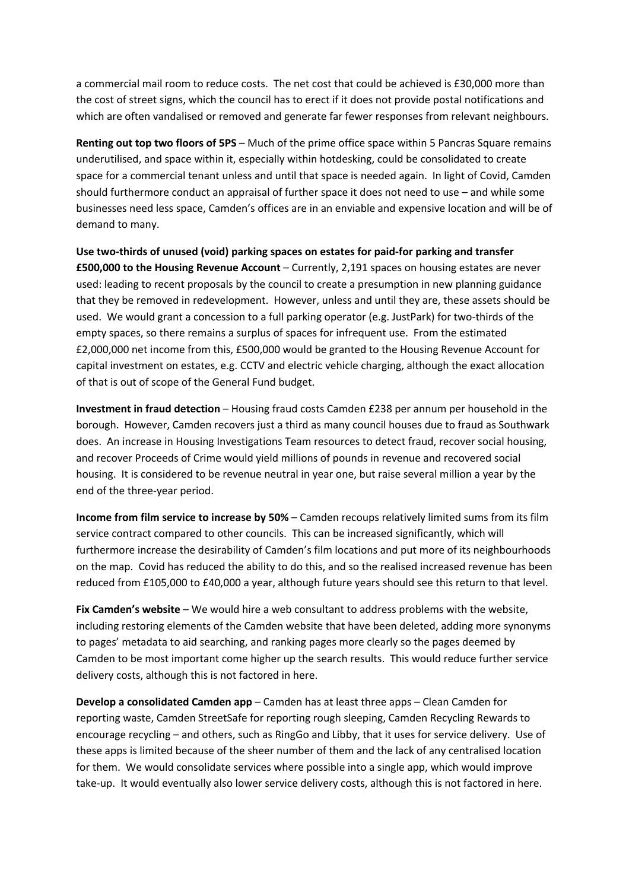a commercial mail room to reduce costs. The net cost that could be achieved is £30,000 more than the cost of street signs, which the council has to erect if it does not provide postal notifications and which are often vandalised or removed and generate far fewer responses from relevant neighbours.

**Renting out top two floors of 5PS** – Much of the prime office space within 5 Pancras Square remains underutilised, and space within it, especially within hotdesking, could be consolidated to create space for a commercial tenant unless and until that space is needed again. In light of Covid, Camden should furthermore conduct an appraisal of further space it does not need to use – and while some businesses need less space, Camden's offices are in an enviable and expensive location and will be of demand to many.

**Use two-thirds of unused (void) parking spaces on estates for paid-for parking and transfer £500,000 to the Housing Revenue Account** – Currently, 2,191 spaces on housing estates are never used: leading to recent proposals by the council to create a presumption in new planning guidance that they be removed in redevelopment. However, unless and until they are, these assets should be used. We would grant a concession to a full parking operator (e.g. JustPark) for two-thirds of the empty spaces, so there remains a surplus of spaces for infrequent use. From the estimated £2,000,000 net income from this, £500,000 would be granted to the Housing Revenue Account for capital investment on estates, e.g. CCTV and electric vehicle charging, although the exact allocation of that is out of scope of the General Fund budget.

**Investment in fraud detection** – Housing fraud costs Camden £238 per annum per household in the borough. However, Camden recovers just a third as many council houses due to fraud as Southwark does. An increase in Housing Investigations Team resources to detect fraud, recover social housing, and recover Proceeds of Crime would yield millions of pounds in revenue and recovered social housing. It is considered to be revenue neutral in year one, but raise several million a year by the end of the three-year period.

**Income from film service to increase by 50%** – Camden recoups relatively limited sums from its film service contract compared to other councils. This can be increased significantly, which will furthermore increase the desirability of Camden's film locations and put more of its neighbourhoods on the map. Covid has reduced the ability to do this, and so the realised increased revenue has been reduced from £105,000 to £40,000 a year, although future years should see this return to that level.

**Fix Camden's website** – We would hire a web consultant to address problems with the website, including restoring elements of the Camden website that have been deleted, adding more synonyms to pages' metadata to aid searching, and ranking pages more clearly so the pages deemed by Camden to be most important come higher up the search results. This would reduce further service delivery costs, although this is not factored in here.

**Develop a consolidated Camden app** – Camden has at least three apps – Clean Camden for reporting waste, Camden StreetSafe for reporting rough sleeping, Camden Recycling Rewards to encourage recycling – and others, such as RingGo and Libby, that it uses for service delivery. Use of these apps is limited because of the sheer number of them and the lack of any centralised location for them. We would consolidate services where possible into a single app, which would improve take-up. It would eventually also lower service delivery costs, although this is not factored in here.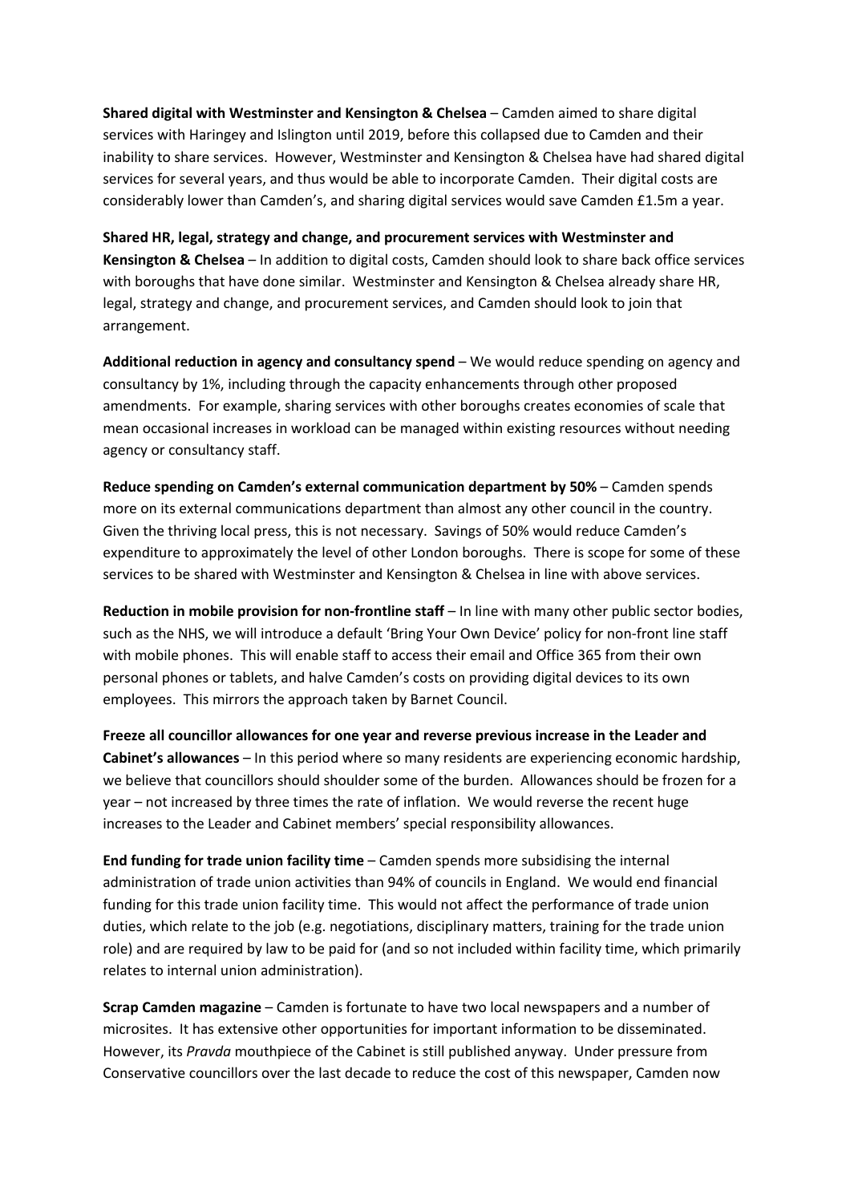**Shared digital with Westminster and Kensington & Chelsea** – Camden aimed to share digital services with Haringey and Islington until 2019, before this collapsed due to Camden and their inability to share services. However, Westminster and Kensington & Chelsea have had shared digital services for several years, and thus would be able to incorporate Camden. Their digital costs are considerably lower than Camden's, and sharing digital services would save Camden £1.5m a year.

**Shared HR, legal, strategy and change, and procurement services with Westminster and Kensington & Chelsea** – In addition to digital costs, Camden should look to share back office services with boroughs that have done similar. Westminster and Kensington & Chelsea already share HR, legal, strategy and change, and procurement services, and Camden should look to join that arrangement.

**Additional reduction in agency and consultancy spend** – We would reduce spending on agency and consultancy by 1%, including through the capacity enhancements through other proposed amendments. For example, sharing services with other boroughs creates economies of scale that mean occasional increases in workload can be managed within existing resources without needing agency or consultancy staff.

**Reduce spending on Camden's external communication department by 50%** – Camden spends more on its external communications department than almost any other council in the country. Given the thriving local press, this is not necessary. Savings of 50% would reduce Camden's expenditure to approximately the level of other London boroughs. There is scope for some of these services to be shared with Westminster and Kensington & Chelsea in line with above services.

**Reduction in mobile provision for non-frontline staff** – In line with many other public sector bodies, such as the NHS, we will introduce a default 'Bring Your Own Device' policy for non-front line staff with mobile phones. This will enable staff to access their email and Office 365 from their own personal phones or tablets, and halve Camden's costs on providing digital devices to its own employees. This mirrors the approach taken by Barnet Council.

**Freeze all councillor allowances for one year and reverse previous increase in the Leader and Cabinet's allowances** – In this period where so many residents are experiencing economic hardship, we believe that councillors should shoulder some of the burden. Allowances should be frozen for a year – not increased by three times the rate of inflation. We would reverse the recent huge increases to the Leader and Cabinet members' special responsibility allowances.

**End funding for trade union facility time** – Camden spends more subsidising the internal administration of trade union activities than 94% of councils in England. We would end financial funding for this trade union facility time. This would not affect the performance of trade union duties, which relate to the job (e.g. negotiations, disciplinary matters, training for the trade union role) and are required by law to be paid for (and so not included within facility time, which primarily relates to internal union administration).

**Scrap Camden magazine** – Camden is fortunate to have two local newspapers and a number of microsites. It has extensive other opportunities for important information to be disseminated. However, its *Pravda* mouthpiece of the Cabinet is still published anyway. Under pressure from Conservative councillors over the last decade to reduce the cost of this newspaper, Camden now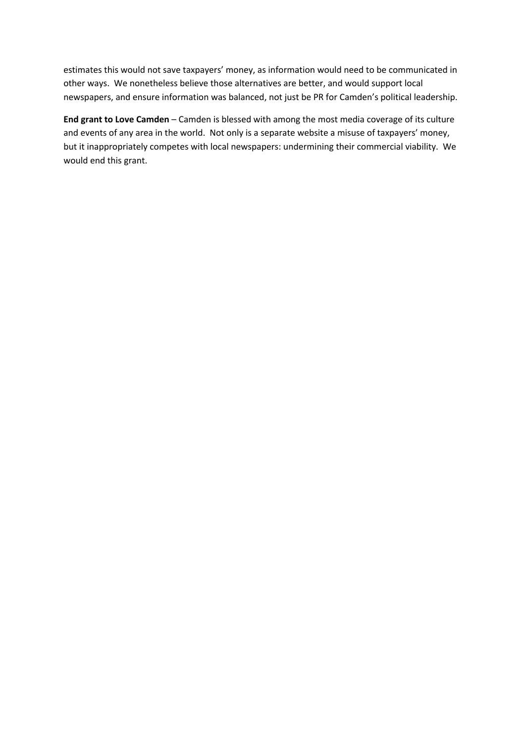estimates this would not save taxpayers' money, as information would need to be communicated in other ways. We nonetheless believe those alternatives are better, and would support local newspapers, and ensure information was balanced, not just be PR for Camden's political leadership.

**End grant to Love Camden** – Camden is blessed with among the most media coverage of its culture and events of any area in the world. Not only is a separate website a misuse of taxpayers' money, but it inappropriately competes with local newspapers: undermining their commercial viability. We would end this grant.